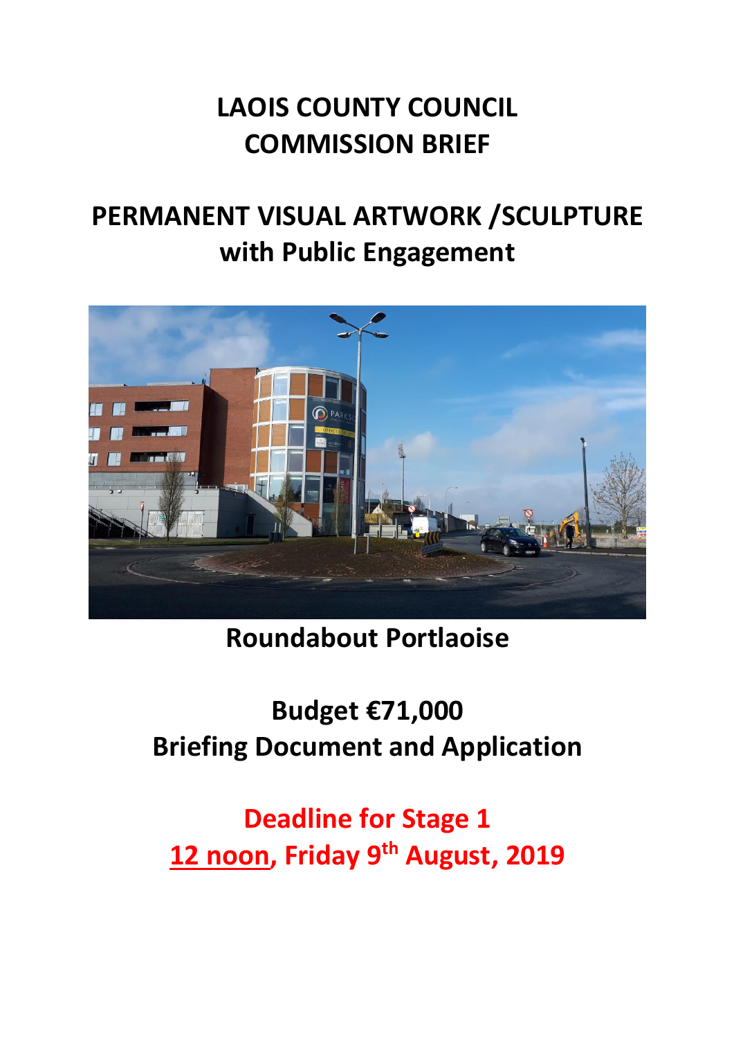# LAOIS COUNTY COUNCIL
# COMMISSION BRIEF

# PERMANENT VISUAL ARTWORK /SCULPTURE with Public Engagement

**Roundabout Portlaoise**

**Budget €71,000**
**Briefing Document and Application**

**Deadline for Stage 1**
**12 noon, Friday 9th August, 2019**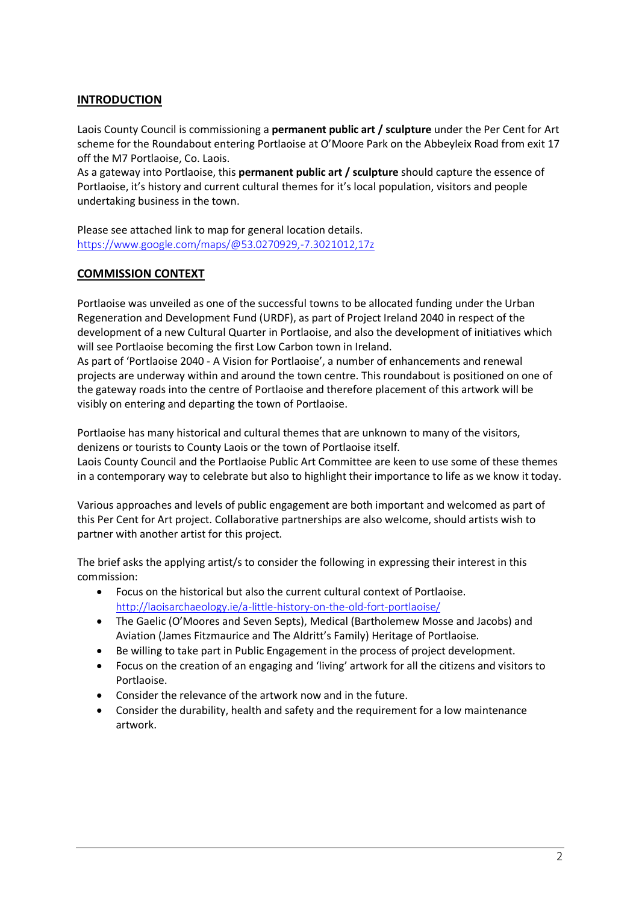## INTRODUCTION

Laois County Council is commissioning a **permanent public art / sculpture** under the Per Cent for Art scheme for the Roundabout entering Portlaoise at O'Moore Park on the Abbeyleix Road from exit 17 off the M7 Portlaoise, Co. Laois.
As a gateway into Portlaoise, this **permanent public art / sculpture** should capture the essence of Portlaoise, it's history and current cultural themes for it's local population, visitors and people undertaking business in the town.

Please see attached link to map for general location details.
https://www.google.com/maps/@53.0270929,-7.3021012,17z

## COMMISSION CONTEXT

Portlaoise was unveiled as one of the successful towns to be allocated funding under the Urban Regeneration and Development Fund (URDF), as part of Project Ireland 2040 in respect of the development of a new Cultural Quarter in Portlaoise, and also the development of initiatives which will see Portlaoise becoming the first Low Carbon town in Ireland.
As part of 'Portlaoise 2040 - A Vision for Portlaoise', a number of enhancements and renewal projects are underway within and around the town centre. This roundabout is positioned on one of the gateway roads into the centre of Portlaoise and therefore placement of this artwork will be visibly on entering and departing the town of Portlaoise.

Portlaoise has many historical and cultural themes that are unknown to many of the visitors, denizens or tourists to County Laois or the town of Portlaoise itself.
Laois County Council and the Portlaoise Public Art Committee are keen to use some of these themes in a contemporary way to celebrate but also to highlight their importance to life as we know it today.

Various approaches and levels of public engagement are both important and welcomed as part of this Per Cent for Art project. Collaborative partnerships are also welcome, should artists wish to partner with another artist for this project.

The brief asks the applying artist/s to consider the following in expressing their interest in this commission:

- Focus on the historical but also the current cultural context of Portlaoise. http://laoisarchaeology.ie/a-little-history-on-the-old-fort-portlaoise/
- The Gaelic (O'Moores and Seven Septs), Medical (Bartholemew Mosse and Jacobs) and Aviation (James Fitzmaurice and The Aldritt's Family) Heritage of Portlaoise.
- Be willing to take part in Public Engagement in the process of project development.
- Focus on the creation of an engaging and 'living' artwork for all the citizens and visitors to Portlaoise.
- Consider the relevance of the artwork now and in the future.
- Consider the durability, health and safety and the requirement for a low maintenance artwork.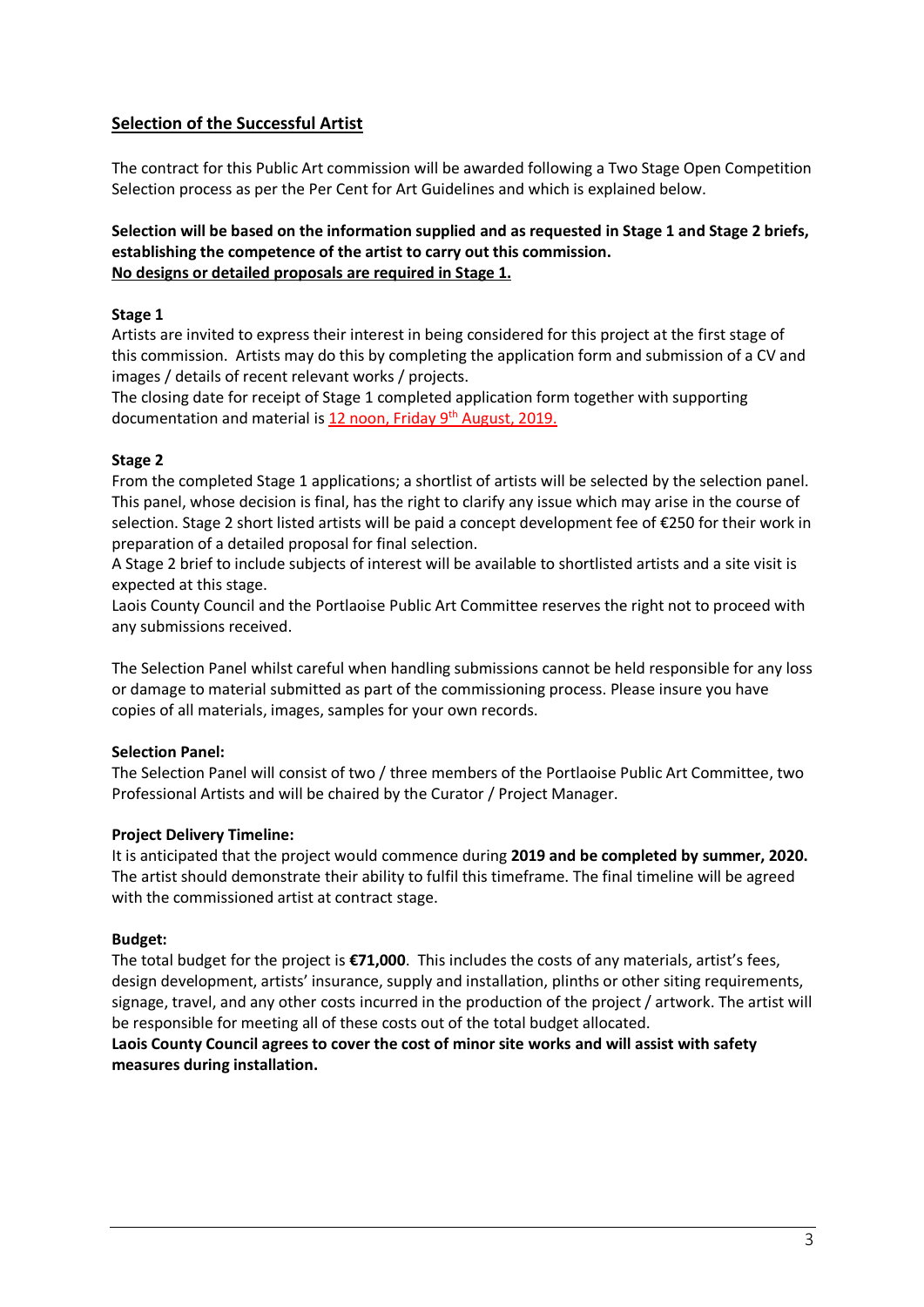## Selection of the Successful Artist

The contract for this Public Art commission will be awarded following a Two Stage Open Competition Selection process as per the Per Cent for Art Guidelines and which is explained below.

**Selection will be based on the information supplied and as requested in Stage 1 and Stage 2 briefs, establishing the competence of the artist to carry out this commission.**
**No designs or detailed proposals are required in Stage 1.**

**Stage 1**

Artists are invited to express their interest in being considered for this project at the first stage of this commission. Artists may do this by completing the application form and submission of a CV and images / details of recent relevant works / projects.

The closing date for receipt of Stage 1 completed application form together with supporting documentation and material is 12 noon, Friday 9th August, 2019.

**Stage 2**

From the completed Stage 1 applications; a shortlist of artists will be selected by the selection panel. This panel, whose decision is final, has the right to clarify any issue which may arise in the course of selection. Stage 2 short listed artists will be paid a concept development fee of €250 for their work in preparation of a detailed proposal for final selection.

A Stage 2 brief to include subjects of interest will be available to shortlisted artists and a site visit is expected at this stage.

Laois County Council and the Portlaoise Public Art Committee reserves the right not to proceed with any submissions received.

The Selection Panel whilst careful when handling submissions cannot be held responsible for any loss or damage to material submitted as part of the commissioning process. Please insure you have copies of all materials, images, samples for your own records.

**Selection Panel:**

The Selection Panel will consist of two / three members of the Portlaoise Public Art Committee, two Professional Artists and will be chaired by the Curator / Project Manager.

**Project Delivery Timeline:**

It is anticipated that the project would commence during **2019 and be completed by summer, 2020.** The artist should demonstrate their ability to fulfil this timeframe. The final timeline will be agreed with the commissioned artist at contract stage.

**Budget:**

The total budget for the project is **€71,000**. This includes the costs of any materials, artist's fees, design development, artists' insurance, supply and installation, plinths or other siting requirements, signage, travel, and any other costs incurred in the production of the project / artwork. The artist will be responsible for meeting all of these costs out of the total budget allocated.

**Laois County Council agrees to cover the cost of minor site works and will assist with safety measures during installation.**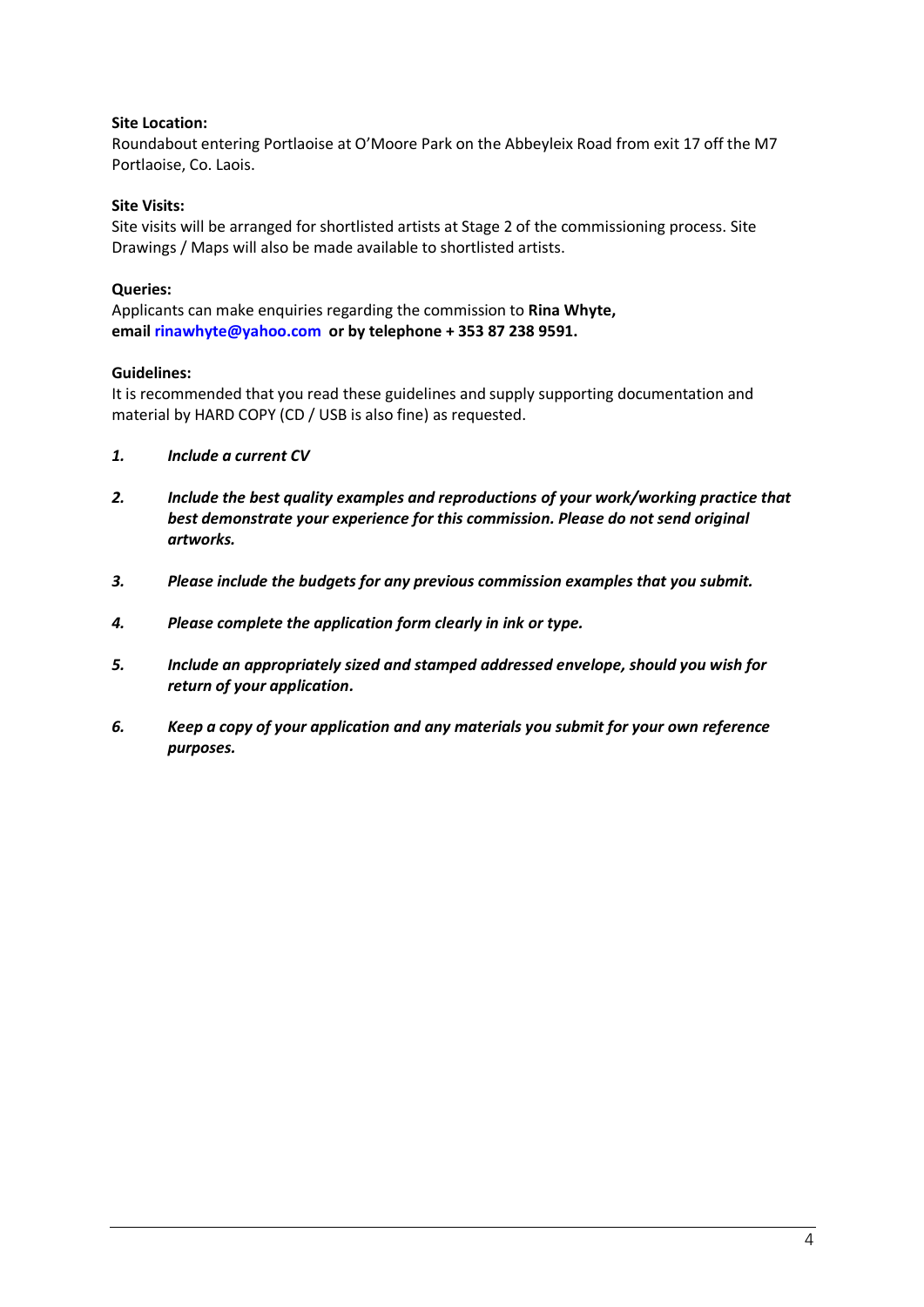**Site Location:**
Roundabout entering Portlaoise at O'Moore Park on the Abbeyleix Road from exit 17 off the M7 Portlaoise, Co. Laois.

**Site Visits:**
Site visits will be arranged for shortlisted artists at Stage 2 of the commissioning process. Site Drawings / Maps will also be made available to shortlisted artists.

**Queries:**
Applicants can make enquiries regarding the commission to **Rina Whyte, email rinawhyte@yahoo.com or by telephone + 353 87 238 9591.**

**Guidelines:**
It is recommended that you read these guidelines and supply supporting documentation and material by HARD COPY (CD / USB is also fine) as requested.

1. ***Include a current CV***

2. ***Include the best quality examples and reproductions of your work/working practice that best demonstrate your experience for this commission. Please do not send original artworks.***

3. ***Please include the budgets for any previous commission examples that you submit.***

4. ***Please complete the application form clearly in ink or type.***

5. ***Include an appropriately sized and stamped addressed envelope, should you wish for return of your application.***

6. ***Keep a copy of your application and any materials you submit for your own reference purposes.***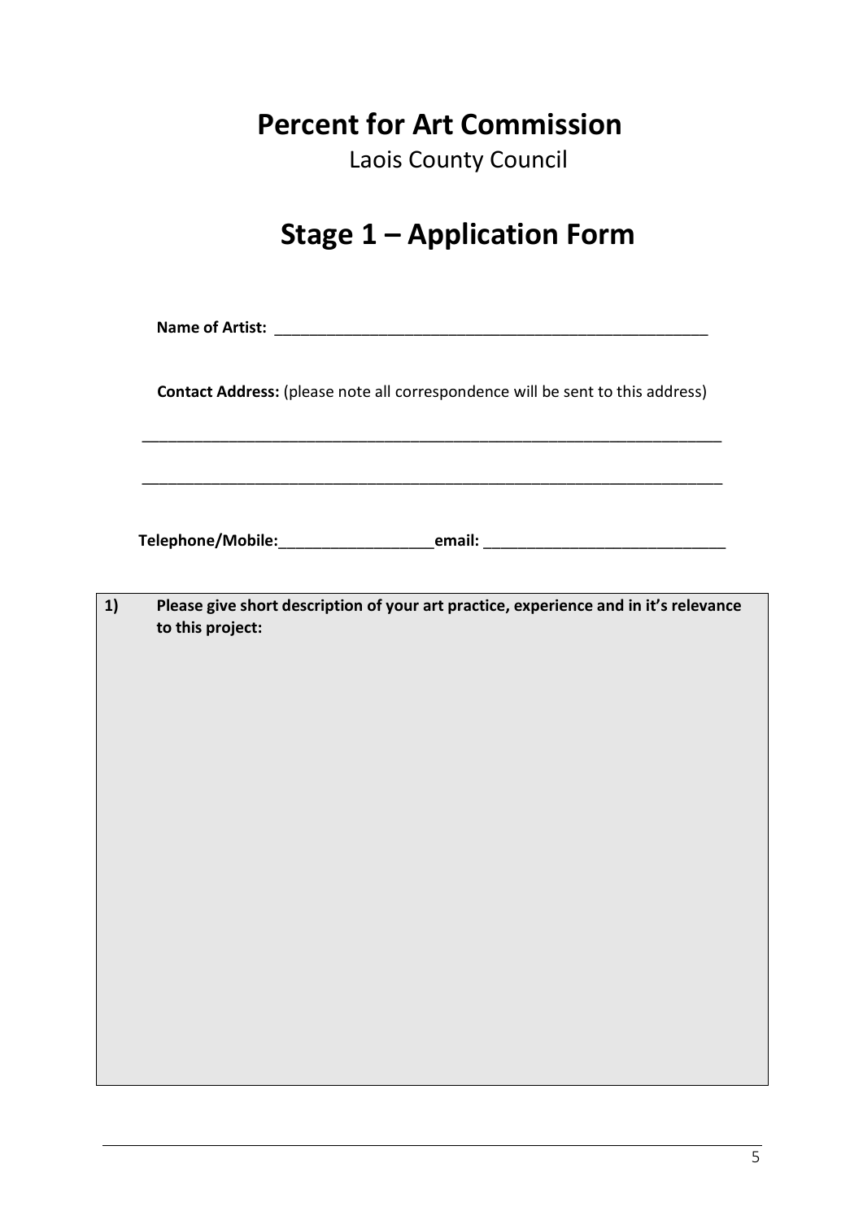# Percent for Art Commission

Laois County Council

# Stage 1 – Application Form

**Name of Artist:** ______________________________________________________

**Contact Address:** (please note all correspondence will be sent to this address)

________________________________________________________________________

________________________________________________________________________

**Telephone/Mobile:**__________________**email:** _____________________________

| | |
|---|---|
| **1)** | **Please give short description of your art practice, experience and in it's relevance to this project:** |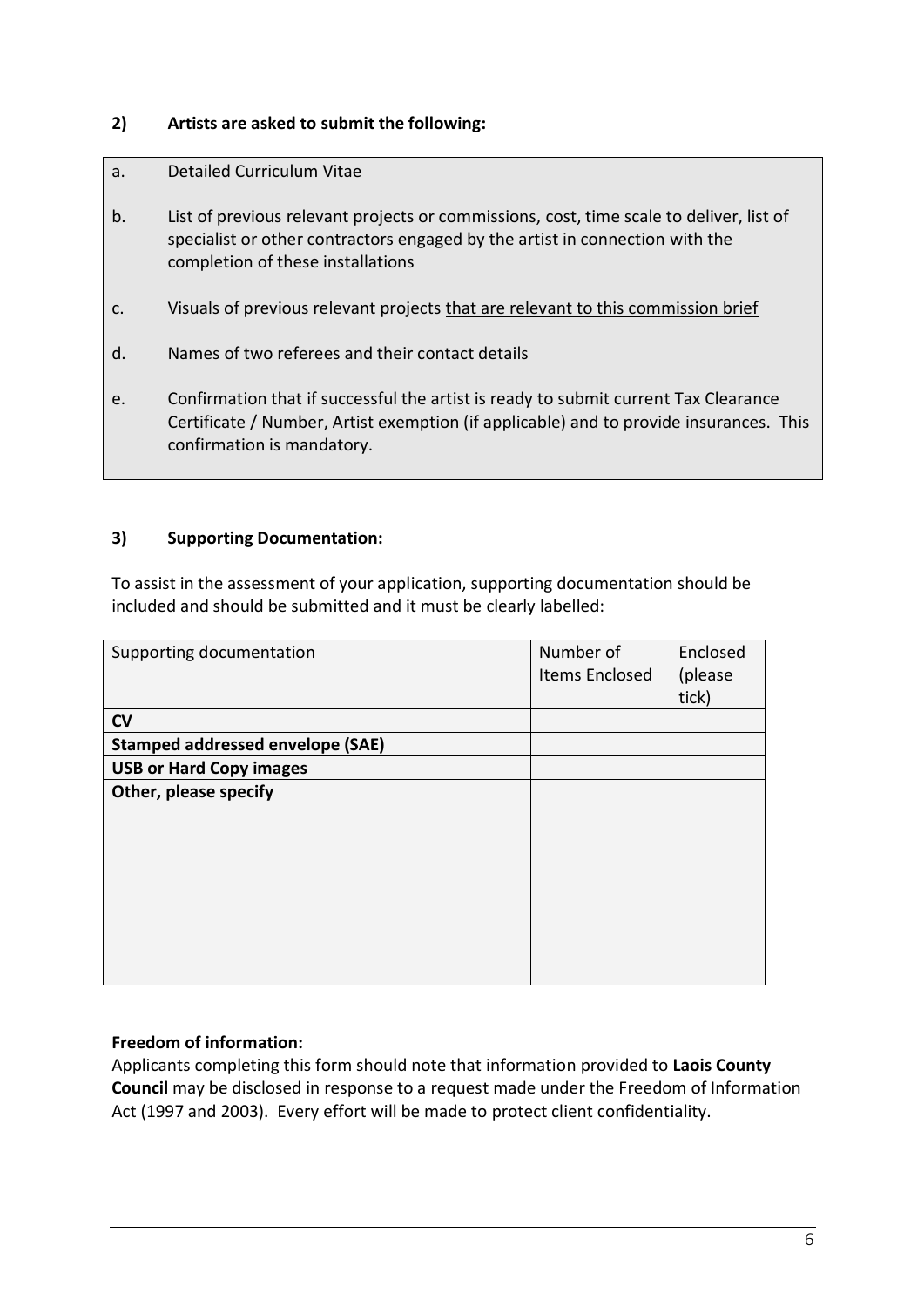### 2) Artists are asked to submit the following:

a. Detailed Curriculum Vitae

b. List of previous relevant projects or commissions, cost, time scale to deliver, list of specialist or other contractors engaged by the artist in connection with the completion of these installations

c. Visuals of previous relevant projects <u>that are relevant to this commission brief</u>

d. Names of two referees and their contact details

e. Confirmation that if successful the artist is ready to submit current Tax Clearance Certificate / Number, Artist exemption (if applicable) and to provide insurances. This confirmation is mandatory.

### 3) Supporting Documentation:

To assist in the assessment of your application, supporting documentation should be included and should be submitted and it must be clearly labelled:

| Supporting documentation | Number of Items Enclosed | Enclosed (please tick) |
|---|---|---|
| **CV** | | |
| **Stamped addressed envelope (SAE)** | | |
| **USB or Hard Copy images** | | |
| **Other, please specify** | | |

**Freedom of information:**
Applicants completing this form should note that information provided to **Laois County Council** may be disclosed in response to a request made under the Freedom of Information Act (1997 and 2003). Every effort will be made to protect client confidentiality.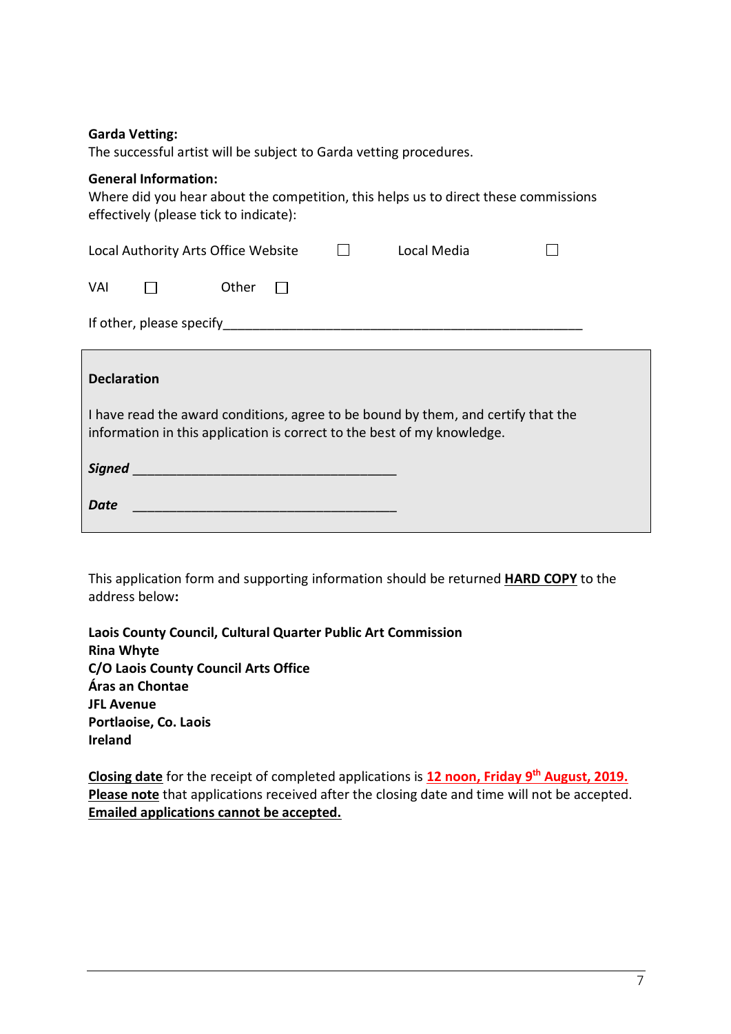**Garda Vetting:**
The successful artist will be subject to Garda vetting procedures.

**General Information:**
Where did you hear about the competition, this helps us to direct these commissions effectively (please tick to indicate):

Local Authority Arts Office Website ☐ Local Media ☐

VAI ☐ Other ☐

If other, please specify_____________________________________________________

**Declaration**

I have read the award conditions, agree to be bound by them, and certify that the information in this application is correct to the best of my knowledge.

***Signed*** _____________________________________

***Date*** _____________________________________

This application form and supporting information should be returned **HARD COPY** to the address below**:**

**Laois County Council, Cultural Quarter Public Art Commission**
**Rina Whyte**
**C/O Laois County Council Arts Office**
**Áras an Chontae**
**JFL Avenue**
**Portlaoise, Co. Laois**
**Ireland**

**Closing date** for the receipt of completed applications is **12 noon, Friday 9th August, 2019.**
**Please note** that applications received after the closing date and time will not be accepted.
**Emailed applications cannot be accepted.**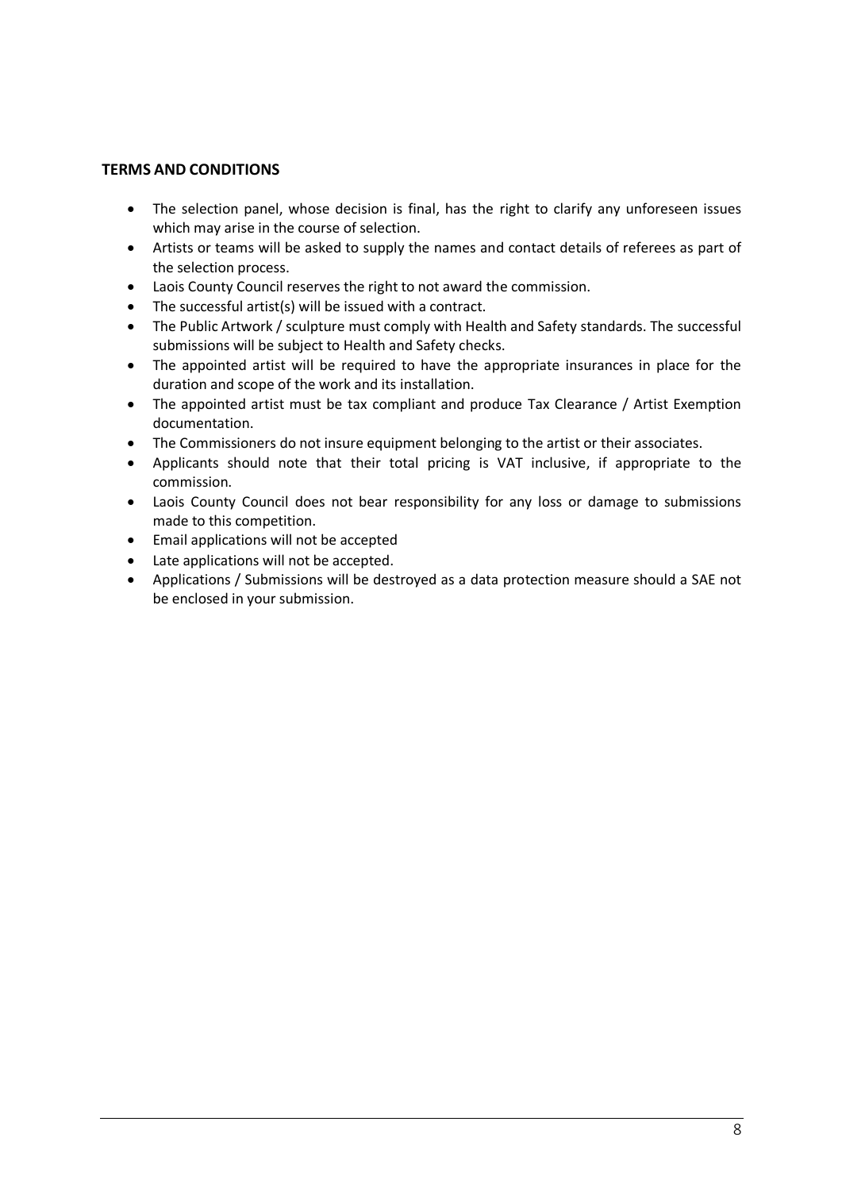## TERMS AND CONDITIONS

- The selection panel, whose decision is final, has the right to clarify any unforeseen issues which may arise in the course of selection.
- Artists or teams will be asked to supply the names and contact details of referees as part of the selection process.
- Laois County Council reserves the right to not award the commission.
- The successful artist(s) will be issued with a contract.
- The Public Artwork / sculpture must comply with Health and Safety standards. The successful submissions will be subject to Health and Safety checks.
- The appointed artist will be required to have the appropriate insurances in place for the duration and scope of the work and its installation.
- The appointed artist must be tax compliant and produce Tax Clearance / Artist Exemption documentation.
- The Commissioners do not insure equipment belonging to the artist or their associates.
- Applicants should note that their total pricing is VAT inclusive, if appropriate to the commission.
- Laois County Council does not bear responsibility for any loss or damage to submissions made to this competition.
- Email applications will not be accepted
- Late applications will not be accepted.
- Applications / Submissions will be destroyed as a data protection measure should a SAE not be enclosed in your submission.